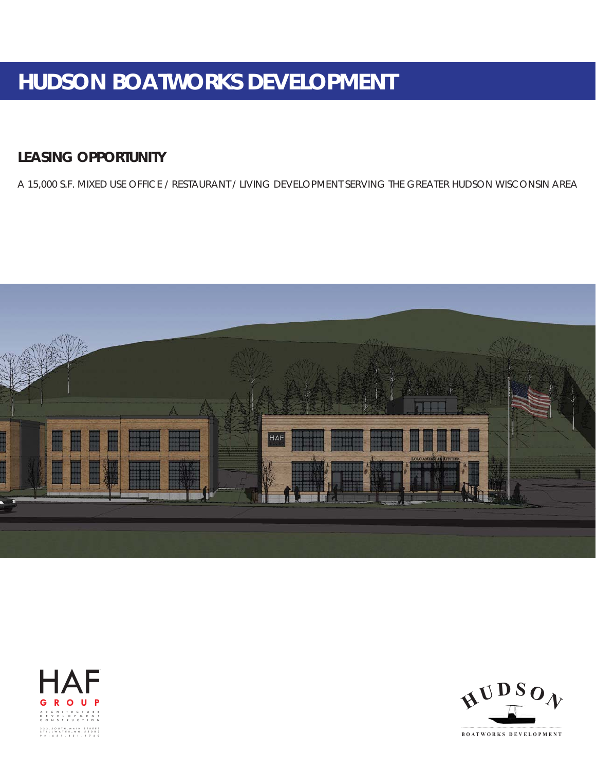# HUDSON BOATWORKS DEVELOPMENT

## LEASING OPPORTUNITY

A 15,000 S.F. MIXED USE OFFICE / RESTAURANT / LIVING DEVELOPMENT SERVING THE GREATER HUDSON WISCONSIN AREA

HAF GROUP
ARCHITECTURE
DEVELOPMENT
CONSTRUCTION

233 SOUTH MAIN STREET
STILLWATER, MN 55082
PH: 651.351.1760

HUDSON
BOATWORKS DEVELOPMENT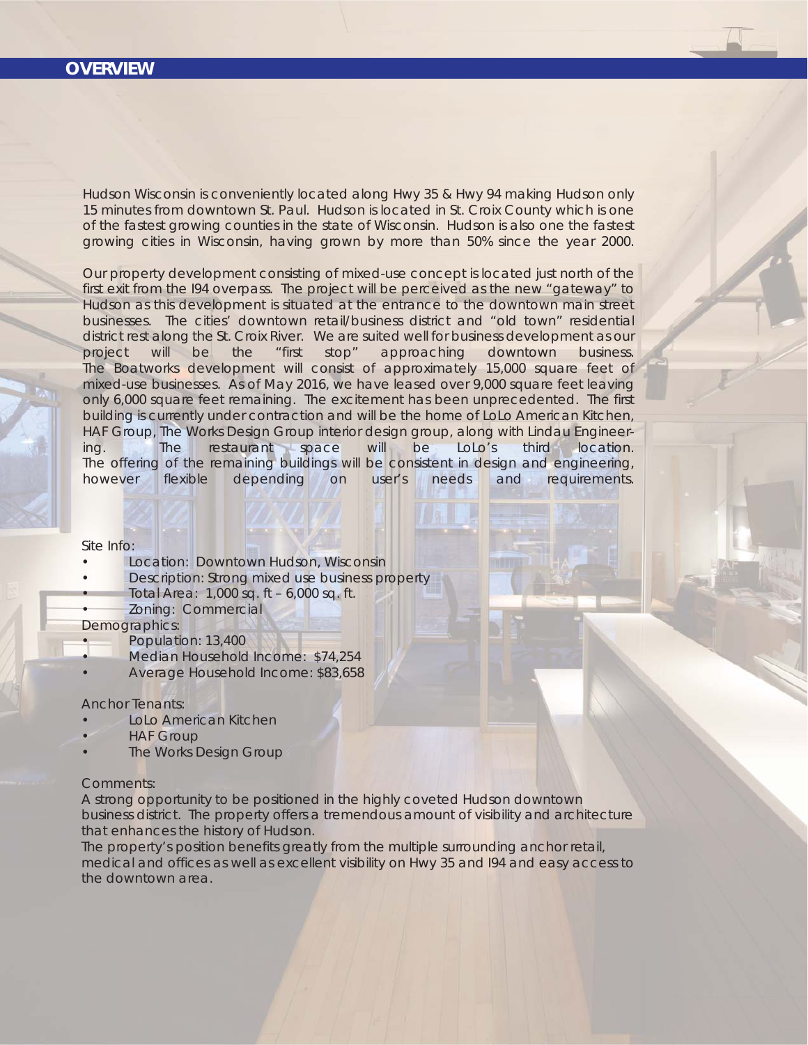# OVERVIEW

Hudson Wisconsin is conveniently located along Hwy 35 & Hwy 94 making Hudson only 15 minutes from downtown St. Paul. Hudson is located in St. Croix County which is one of the fastest growing counties in the state of Wisconsin. Hudson is also one the fastest growing cities in Wisconsin, having grown by more than 50% since the year 2000.

Our property development consisting of mixed-use concept is located just north of the first exit from the I94 overpass. The project will be perceived as the new "gateway" to Hudson as this development is situated at the entrance to the downtown main street businesses. The cities' downtown retail/business district and "old town" residential district rest along the St. Croix River. We are suited well for business development as our project will be the "first stop" approaching downtown business. The Boatworks development will consist of approximately 15,000 square feet of mixed-use businesses. As of May 2016, we have leased over 9,000 square feet leaving only 6,000 square feet remaining. The excitement has been unprecedented. The first building is currently under contraction and will be the home of LoLo American Kitchen, HAF Group, The Works Design Group interior design group, along with Lindau Engineering. The restaurant space will be LoLo's third location. The offering of the remaining buildings will be consistent in design and engineering, however flexible depending on user's needs and requirements.

Site Info:

- Location: Downtown Hudson, Wisconsin
- Description: Strong mixed use business property
- Total Area: 1,000 sq. ft – 6,000 sq. ft.
- Zoning: Commercial

Demographics:

- Population: 13,400
- Median Household Income: $74,254
- Average Household Income: $83,658

Anchor Tenants:

- LoLo American Kitchen
- HAF Group
- The Works Design Group

Comments:

A strong opportunity to be positioned in the highly coveted Hudson downtown business district. The property offers a tremendous amount of visibility and architecture that enhances the history of Hudson.

The property's position benefits greatly from the multiple surrounding anchor retail, medical and offices as well as excellent visibility on Hwy 35 and I94 and easy access to the downtown area.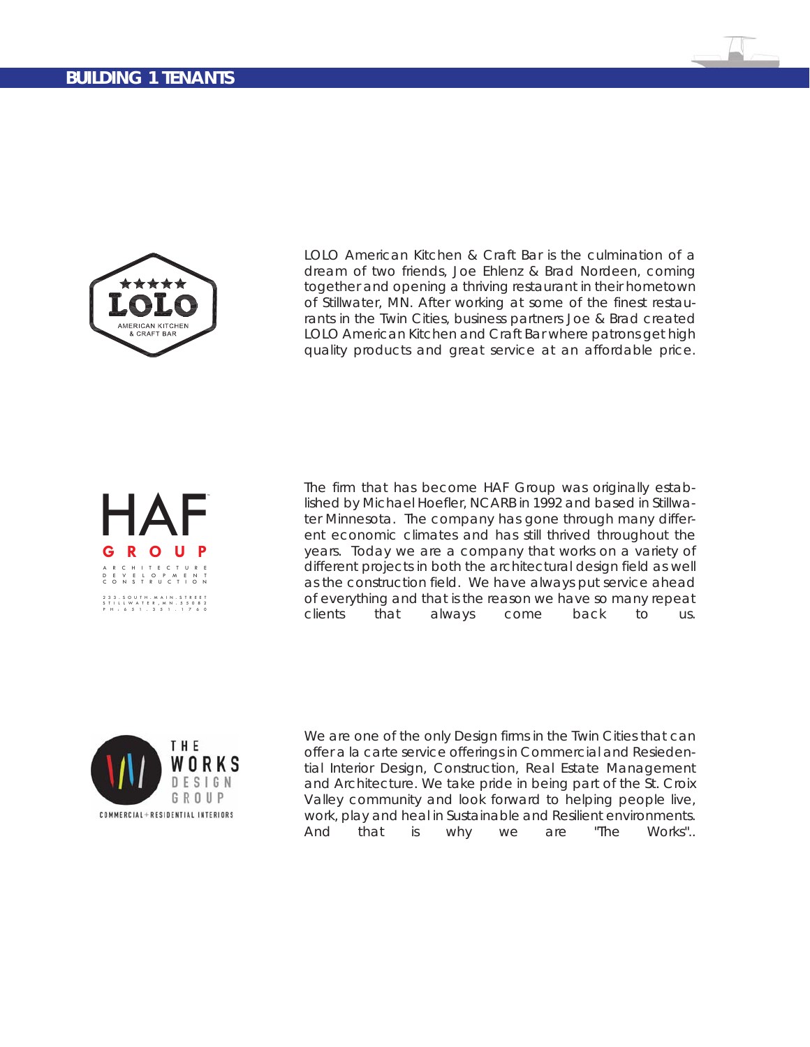## BUILDING 1 TENANTS

LOLO American Kitchen & Craft Bar is the culmination of a dream of two friends, Joe Ehlenz & Brad Nordeen, coming together and opening a thriving restaurant in their hometown of Stillwater, MN. After working at some of the finest restaurants in the Twin Cities, business partners Joe & Brad created LOLO American Kitchen and Craft Bar where patrons get high quality products and great service at an affordable price.

The firm that has become HAF Group was originally established by Michael Hoefler, NCARB in 1992 and based in Stillwater Minnesota. The company has gone through many different economic climates and has still thrived throughout the years. Today we are a company that works on a variety of different projects in both the architectural design field as well as the construction field. We have always put service ahead of everything and that is the reason we have so many repeat clients that always come back to us.

We are one of the only Design firms in the Twin Cities that can offer a la carte service offerings in Commercial and Resiedential Interior Design, Construction, Real Estate Management and Architecture. We take pride in being part of the St. Croix Valley community and look forward to helping people live, work, play and heal in Sustainable and Resilient environments. And that is why we are "The Works"..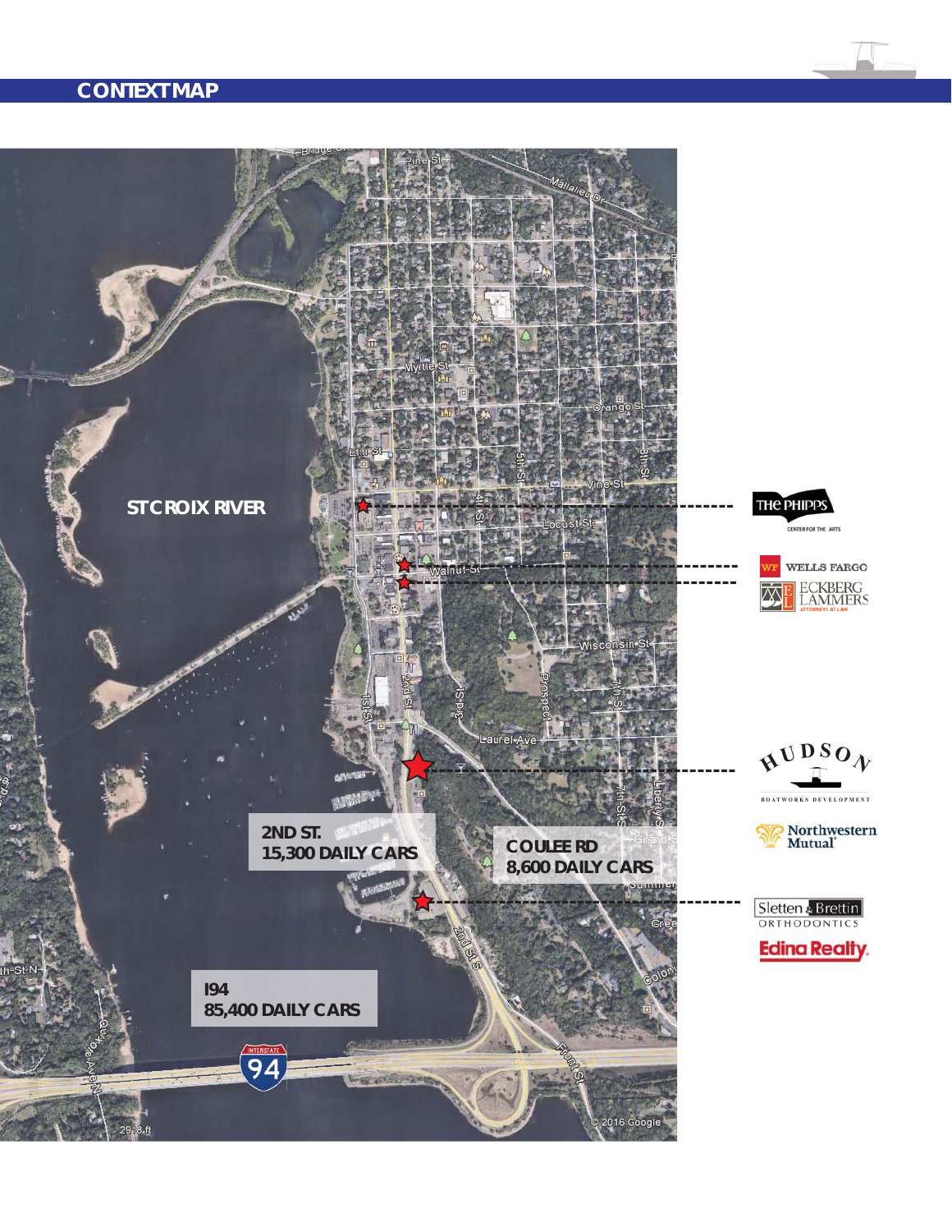# CONTEXT MAP

ST CROIX RIVER

2ND ST.
15,300 DAILY CARS

COULEE RD
8,600 DAILY CARS

I94
85,400 DAILY CARS

THE PHIPPS CENTER FOR THE ARTS

WELLS FARGO

ECKBERG LAMMERS ATTORNEYS AT LAW

HUDSON BOATWORKS DEVELOPMENT

Northwestern Mutual

Sletten & Brettin ORTHODONTICS

Edina Realty

© 2016 Google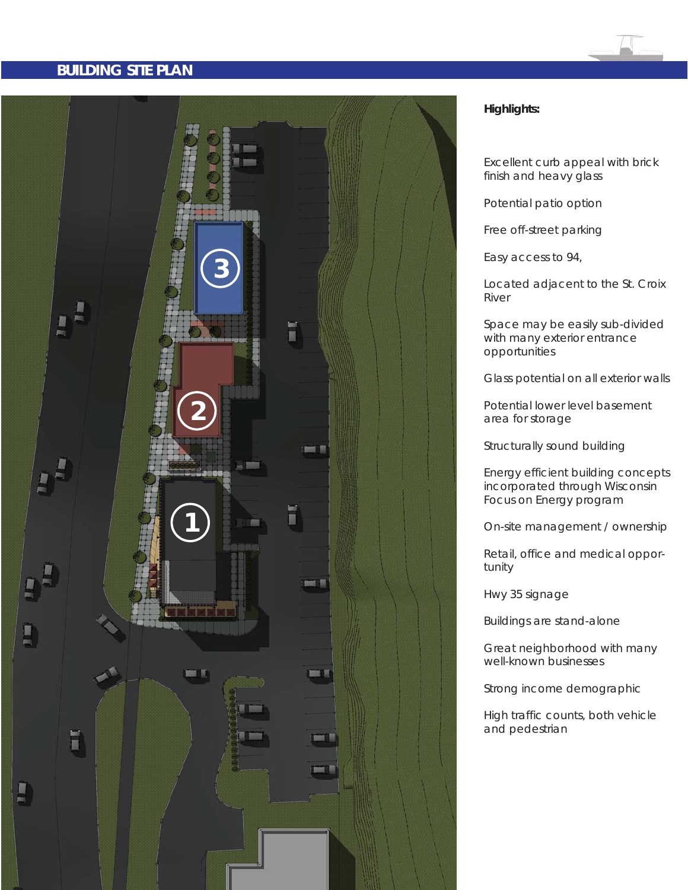# BUILDING SITE PLAN

**Highlights:**

Excellent curb appeal with brick finish and heavy glass

Potential patio option

Free off-street parking

Easy access to 94,

Located adjacent to the St. Croix River

Space may be easily sub-divided with many exterior entrance opportunities

Glass potential on all exterior walls

Potential lower level basement area for storage

Structurally sound building

Energy efficient building concepts incorporated through Wisconsin Focus on Energy program

On-site management / ownership

Retail, office and medical opportunity

Hwy 35 signage

Buildings are stand-alone

Great neighborhood with many well-known businesses

Strong income demographic

High traffic counts, both vehicle and pedestrian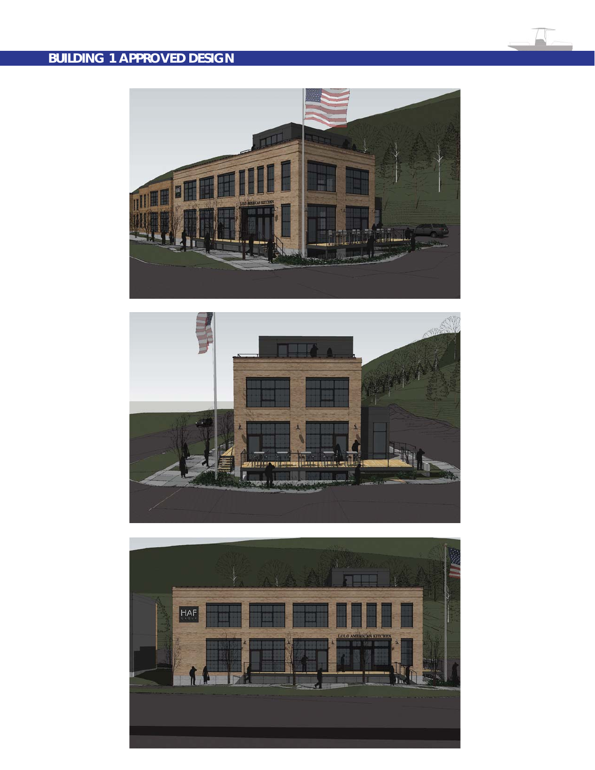# BUILDING 1 APPROVED DESIGN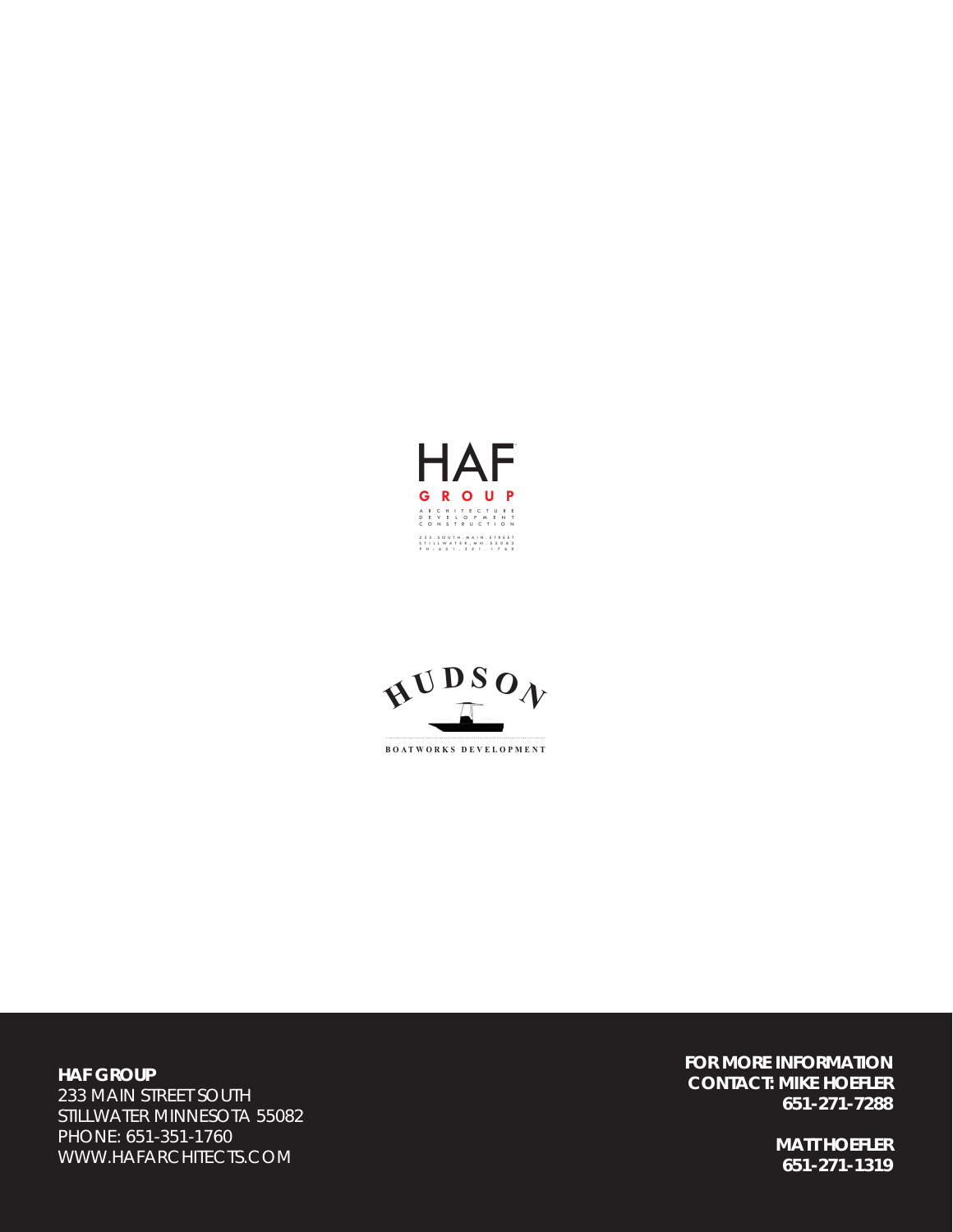HAF

GROUP

ARCHITECTURE
DEVELOPMENT
CONSTRUCTION

233 SOUTH MAIN STREET
STILLWATER, MN 55082
PH: 651 351 1760

HUDSON

BOATWORKS DEVELOPMENT

**HAF GROUP**
233 MAIN STREET SOUTH
STILLWATER MINNESOTA 55082
PHONE: 651-351-1760
WWW.HAFARCHITECTS.COM

**FOR MORE INFORMATION**
**CONTACT: MIKE HOEFLER**
**651-271-7288**

**MATT HOEFLER**
**651-271-1319**